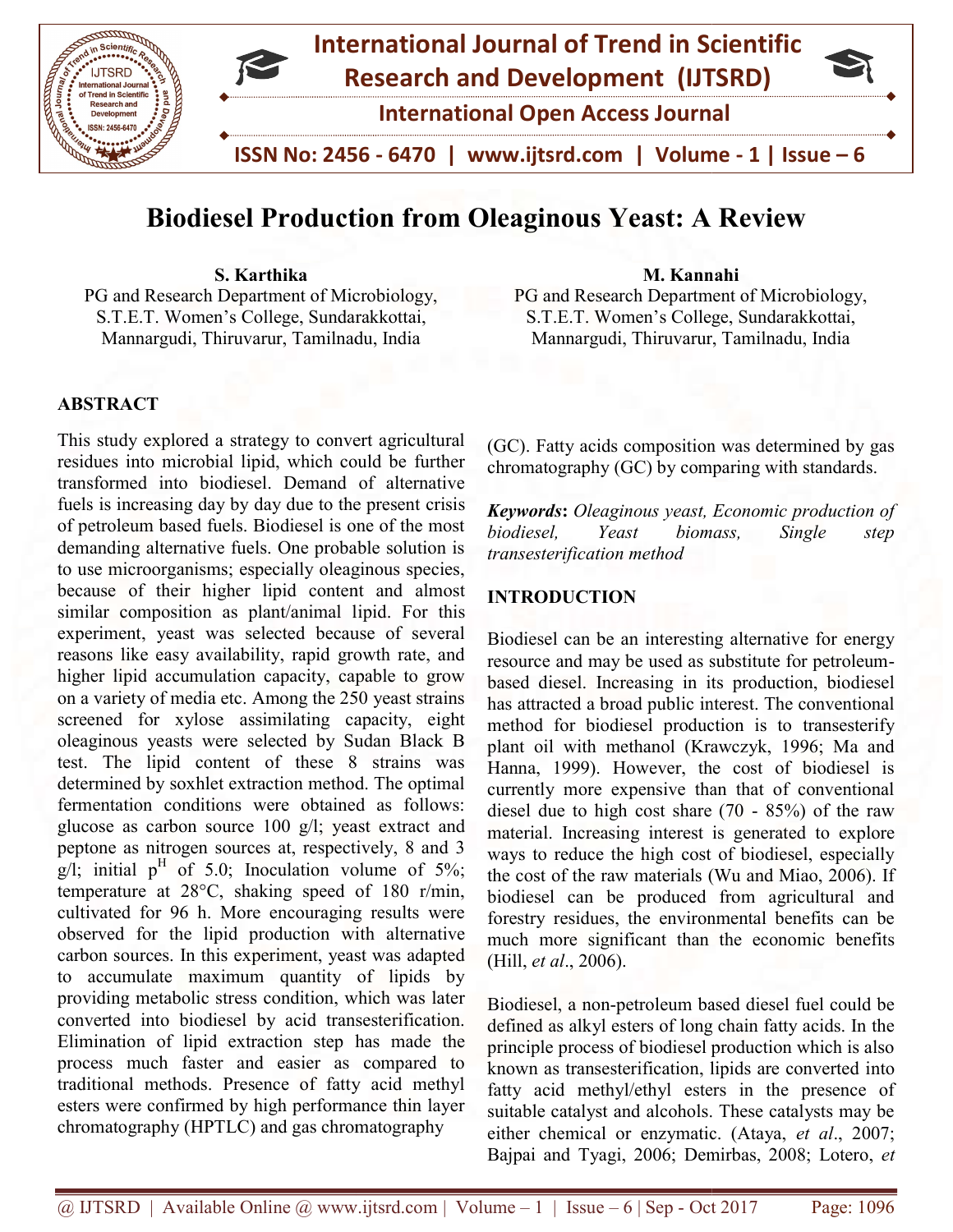# Biodiesel Production from Oleaginous Yeast: A Review

**S. Karthika**
PG and Research Department of Microbiology,
S.T.E.T. Women's College, Sundarakkottai,
Mannargudi, Thiruvarur, Tamilnadu, India

**M. Kannahi**
PG and Research Department of Microbiology,
S.T.E.T. Women's College, Sundarakkottai,
Mannargudi, Thiruvarur, Tamilnadu, India

## ABSTRACT

This study explored a strategy to convert agricultural residues into microbial lipid, which could be further transformed into biodiesel. Demand of alternative fuels is increasing day by day due to the present crisis of petroleum based fuels. Biodiesel is one of the most demanding alternative fuels. One probable solution is to use microorganisms; especially oleaginous species, because of their higher lipid content and almost similar composition as plant/animal lipid. For this experiment, yeast was selected because of several reasons like easy availability, rapid growth rate, and higher lipid accumulation capacity, capable to grow on a variety of media etc. Among the 250 yeast strains screened for xylose assimilating capacity, eight oleaginous yeasts were selected by Sudan Black B test. The lipid content of these 8 strains was determined by soxhlet extraction method. The optimal fermentation conditions were obtained as follows: glucose as carbon source 100 g/l; yeast extract and peptone as nitrogen sources at, respectively, 8 and 3 g/l; initial p$^{H}$ of 5.0; Inoculation volume of 5%; temperature at 28°C, shaking speed of 180 r/min, cultivated for 96 h. More encouraging results were observed for the lipid production with alternative carbon sources. In this experiment, yeast was adapted to accumulate maximum quantity of lipids by providing metabolic stress condition, which was later converted into biodiesel by acid transesterification. Elimination of lipid extraction step has made the process much faster and easier as compared to traditional methods. Presence of fatty acid methyl esters were confirmed by high performance thin layer chromatography (HPTLC) and gas chromatography (GC). Fatty acids composition was determined by gas chromatography (GC) by comparing with standards.

***Keywords*:** *Oleaginous yeast, Economic production of biodiesel, Yeast biomass, Single step transesterification method*

## INTRODUCTION

Biodiesel can be an interesting alternative for energy resource and may be used as substitute for petroleum-based diesel. Increasing in its production, biodiesel has attracted a broad public interest. The conventional method for biodiesel production is to transesterify plant oil with methanol (Krawczyk, 1996; Ma and Hanna, 1999). However, the cost of biodiesel is currently more expensive than that of conventional diesel due to high cost share (70 - 85%) of the raw material. Increasing interest is generated to explore ways to reduce the high cost of biodiesel, especially the cost of the raw materials (Wu and Miao, 2006). If biodiesel can be produced from agricultural and forestry residues, the environmental benefits can be much more significant than the economic benefits (Hill, *et al*., 2006).

Biodiesel, a non-petroleum based diesel fuel could be defined as alkyl esters of long chain fatty acids. In the principle process of biodiesel production which is also known as transesterification, lipids are converted into fatty acid methyl/ethyl esters in the presence of suitable catalyst and alcohols. These catalysts may be either chemical or enzymatic. (Ataya, *et al*., 2007; Bajpai and Tyagi, 2006; Demirbas, 2008; Lotero, *et*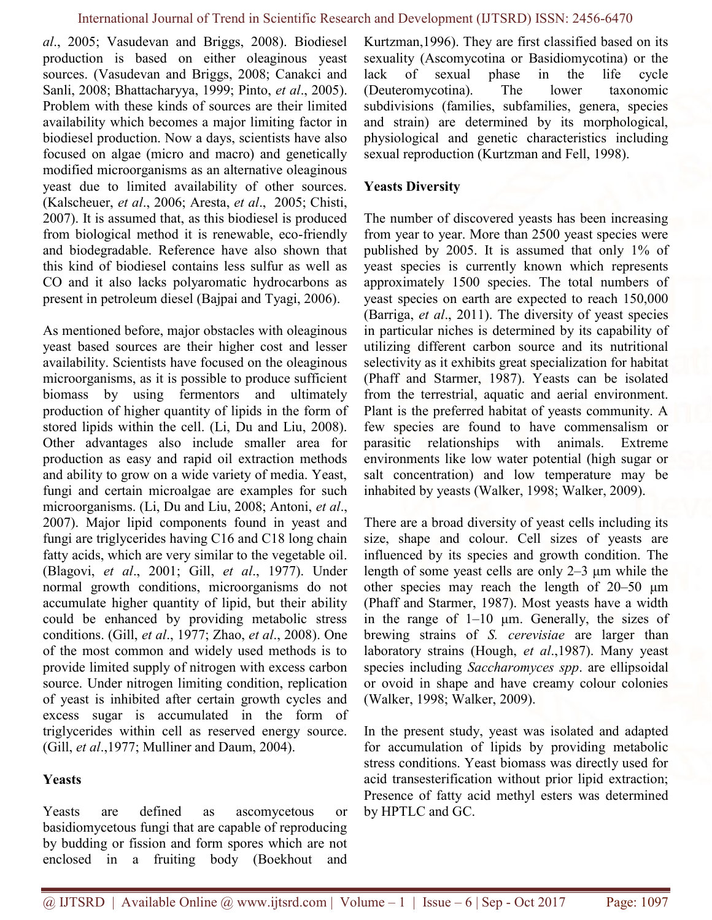*al*., 2005; Vasudevan and Briggs, 2008). Biodiesel production is based on either oleaginous yeast sources. (Vasudevan and Briggs, 2008; Canakci and Sanli, 2008; Bhattacharyya, 1999; Pinto, *et al*., 2005). Problem with these kinds of sources are their limited availability which becomes a major limiting factor in biodiesel production. Now a days, scientists have also focused on algae (micro and macro) and genetically modified microorganisms as an alternative oleaginous yeast due to limited availability of other sources. (Kalscheuer, *et al*., 2006; Aresta, *et al*., 2005; Chisti, 2007). It is assumed that, as this biodiesel is produced from biological method it is renewable, eco-friendly and biodegradable. Reference have also shown that this kind of biodiesel contains less sulfur as well as CO and it also lacks polyaromatic hydrocarbons as present in petroleum diesel (Bajpai and Tyagi, 2006).

As mentioned before, major obstacles with oleaginous yeast based sources are their higher cost and lesser availability. Scientists have focused on the oleaginous microorganisms, as it is possible to produce sufficient biomass by using fermentors and ultimately production of higher quantity of lipids in the form of stored lipids within the cell. (Li, Du and Liu, 2008). Other advantages also include smaller area for production as easy and rapid oil extraction methods and ability to grow on a wide variety of media. Yeast, fungi and certain microalgae are examples for such microorganisms. (Li, Du and Liu, 2008; Antoni, *et al*., 2007). Major lipid components found in yeast and fungi are triglycerides having C16 and C18 long chain fatty acids, which are very similar to the vegetable oil. (Blagovi, *et al*., 2001; Gill, *et al*., 1977). Under normal growth conditions, microorganisms do not accumulate higher quantity of lipid, but their ability could be enhanced by providing metabolic stress conditions. (Gill, *et al*., 1977; Zhao, *et al*., 2008). One of the most common and widely used methods is to provide limited supply of nitrogen with excess carbon source. Under nitrogen limiting condition, replication of yeast is inhibited after certain growth cycles and excess sugar is accumulated in the form of triglycerides within cell as reserved energy source. (Gill, *et al*.,1977; Mulliner and Daum, 2004).

**Yeasts**

Yeasts are defined as ascomycetous or basidiomycetous fungi that are capable of reproducing by budding or fission and form spores which are not enclosed in a fruiting body (Boekhout and Kurtzman,1996). They are first classified based on its sexuality (Ascomycotina or Basidiomycotina) or the lack of sexual phase in the life cycle (Deuteromycotina). The lower taxonomic subdivisions (families, subfamilies, genera, species and strain) are determined by its morphological, physiological and genetic characteristics including sexual reproduction (Kurtzman and Fell, 1998).

**Yeasts Diversity**

The number of discovered yeasts has been increasing from year to year. More than 2500 yeast species were published by 2005. It is assumed that only 1% of yeast species is currently known which represents approximately 1500 species. The total numbers of yeast species on earth are expected to reach 150,000 (Barriga, *et al*., 2011). The diversity of yeast species in particular niches is determined by its capability of utilizing different carbon source and its nutritional selectivity as it exhibits great specialization for habitat (Phaff and Starmer, 1987). Yeasts can be isolated from the terrestrial, aquatic and aerial environment. Plant is the preferred habitat of yeasts community. A few species are found to have commensalism or parasitic relationships with animals. Extreme environments like low water potential (high sugar or salt concentration) and low temperature may be inhabited by yeasts (Walker, 1998; Walker, 2009).

There are a broad diversity of yeast cells including its size, shape and colour. Cell sizes of yeasts are influenced by its species and growth condition. The length of some yeast cells are only 2–3 μm while the other species may reach the length of 20–50 μm (Phaff and Starmer, 1987). Most yeasts have a width in the range of 1–10 μm. Generally, the sizes of brewing strains of *S. cerevisiae* are larger than laboratory strains (Hough, *et al*.,1987). Many yeast species including *Saccharomyces spp*. are ellipsoidal or ovoid in shape and have creamy colour colonies (Walker, 1998; Walker, 2009).

In the present study, yeast was isolated and adapted for accumulation of lipids by providing metabolic stress conditions. Yeast biomass was directly used for acid transesterification without prior lipid extraction; Presence of fatty acid methyl esters was determined by HPTLC and GC.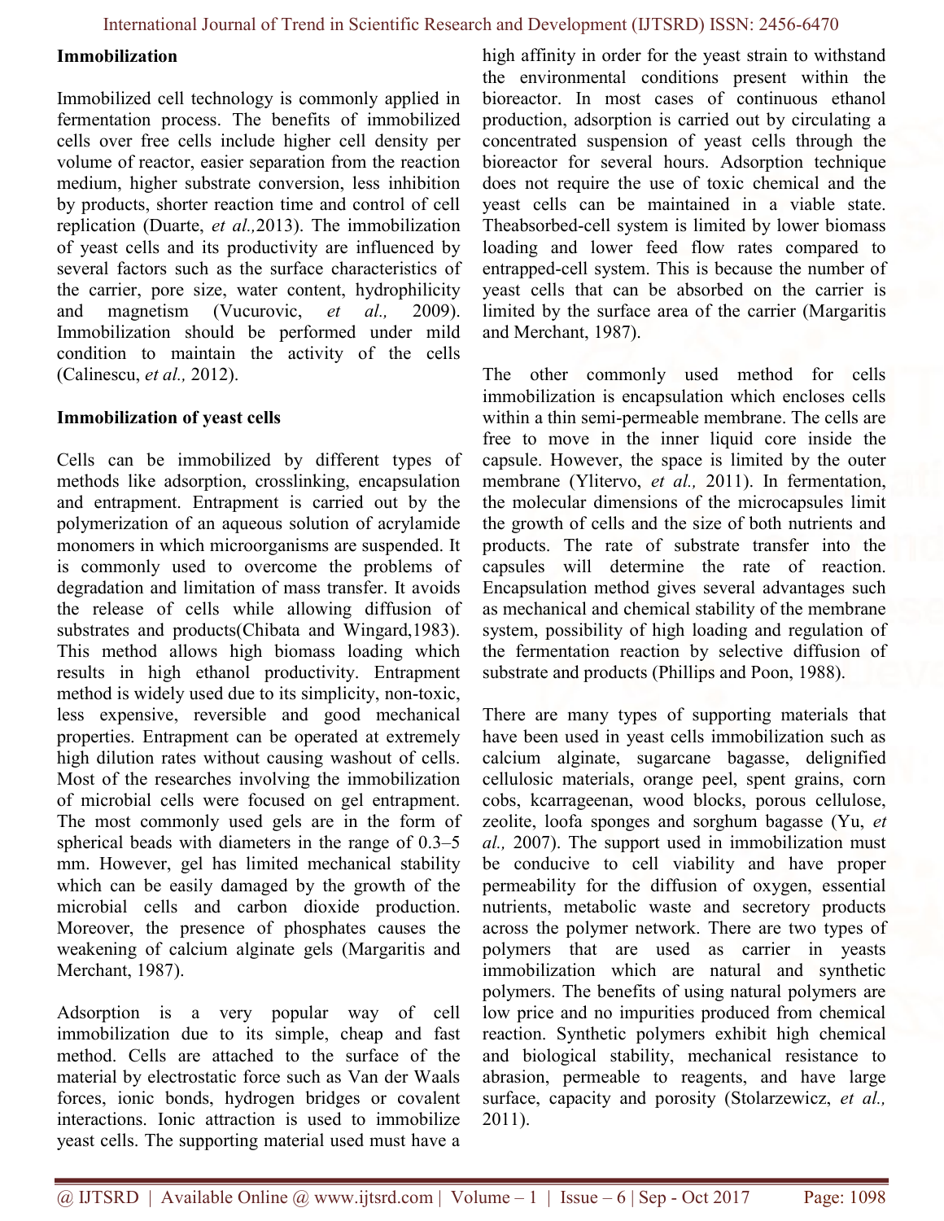**Immobilization**

Immobilized cell technology is commonly applied in fermentation process. The benefits of immobilized cells over free cells include higher cell density per volume of reactor, easier separation from the reaction medium, higher substrate conversion, less inhibition by products, shorter reaction time and control of cell replication (Duarte, *et al.,*2013). The immobilization of yeast cells and its productivity are influenced by several factors such as the surface characteristics of the carrier, pore size, water content, hydrophilicity and magnetism (Vucurovic, *et al.,* 2009). Immobilization should be performed under mild condition to maintain the activity of the cells (Calinescu, *et al.,* 2012).

**Immobilization of yeast cells**

Cells can be immobilized by different types of methods like adsorption, crosslinking, encapsulation and entrapment. Entrapment is carried out by the polymerization of an aqueous solution of acrylamide monomers in which microorganisms are suspended. It is commonly used to overcome the problems of degradation and limitation of mass transfer. It avoids the release of cells while allowing diffusion of substrates and products(Chibata and Wingard,1983). This method allows high biomass loading which results in high ethanol productivity. Entrapment method is widely used due to its simplicity, non-toxic, less expensive, reversible and good mechanical properties. Entrapment can be operated at extremely high dilution rates without causing washout of cells. Most of the researches involving the immobilization of microbial cells were focused on gel entrapment. The most commonly used gels are in the form of spherical beads with diameters in the range of 0.3–5 mm. However, gel has limited mechanical stability which can be easily damaged by the growth of the microbial cells and carbon dioxide production. Moreover, the presence of phosphates causes the weakening of calcium alginate gels (Margaritis and Merchant, 1987).

Adsorption is a very popular way of cell immobilization due to its simple, cheap and fast method. Cells are attached to the surface of the material by electrostatic force such as Van der Waals forces, ionic bonds, hydrogen bridges or covalent interactions. Ionic attraction is used to immobilize yeast cells. The supporting material used must have a high affinity in order for the yeast strain to withstand the environmental conditions present within the bioreactor. In most cases of continuous ethanol production, adsorption is carried out by circulating a concentrated suspension of yeast cells through the bioreactor for several hours. Adsorption technique does not require the use of toxic chemical and the yeast cells can be maintained in a viable state. Theabsorbed-cell system is limited by lower biomass loading and lower feed flow rates compared to entrapped-cell system. This is because the number of yeast cells that can be absorbed on the carrier is limited by the surface area of the carrier (Margaritis and Merchant, 1987).

The other commonly used method for cells immobilization is encapsulation which encloses cells within a thin semi-permeable membrane. The cells are free to move in the inner liquid core inside the capsule. However, the space is limited by the outer membrane (Ylitervo, *et al.,* 2011). In fermentation, the molecular dimensions of the microcapsules limit the growth of cells and the size of both nutrients and products. The rate of substrate transfer into the capsules will determine the rate of reaction. Encapsulation method gives several advantages such as mechanical and chemical stability of the membrane system, possibility of high loading and regulation of the fermentation reaction by selective diffusion of substrate and products (Phillips and Poon, 1988).

There are many types of supporting materials that have been used in yeast cells immobilization such as calcium alginate, sugarcane bagasse, delignified cellulosic materials, orange peel, spent grains, corn cobs, kcarrageenan, wood blocks, porous cellulose, zeolite, loofa sponges and sorghum bagasse (Yu, *et al.,* 2007). The support used in immobilization must be conducive to cell viability and have proper permeability for the diffusion of oxygen, essential nutrients, metabolic waste and secretory products across the polymer network. There are two types of polymers that are used as carrier in yeasts immobilization which are natural and synthetic polymers. The benefits of using natural polymers are low price and no impurities produced from chemical reaction. Synthetic polymers exhibit high chemical and biological stability, mechanical resistance to abrasion, permeable to reagents, and have large surface, capacity and porosity (Stolarzewicz, *et al.,* 2011).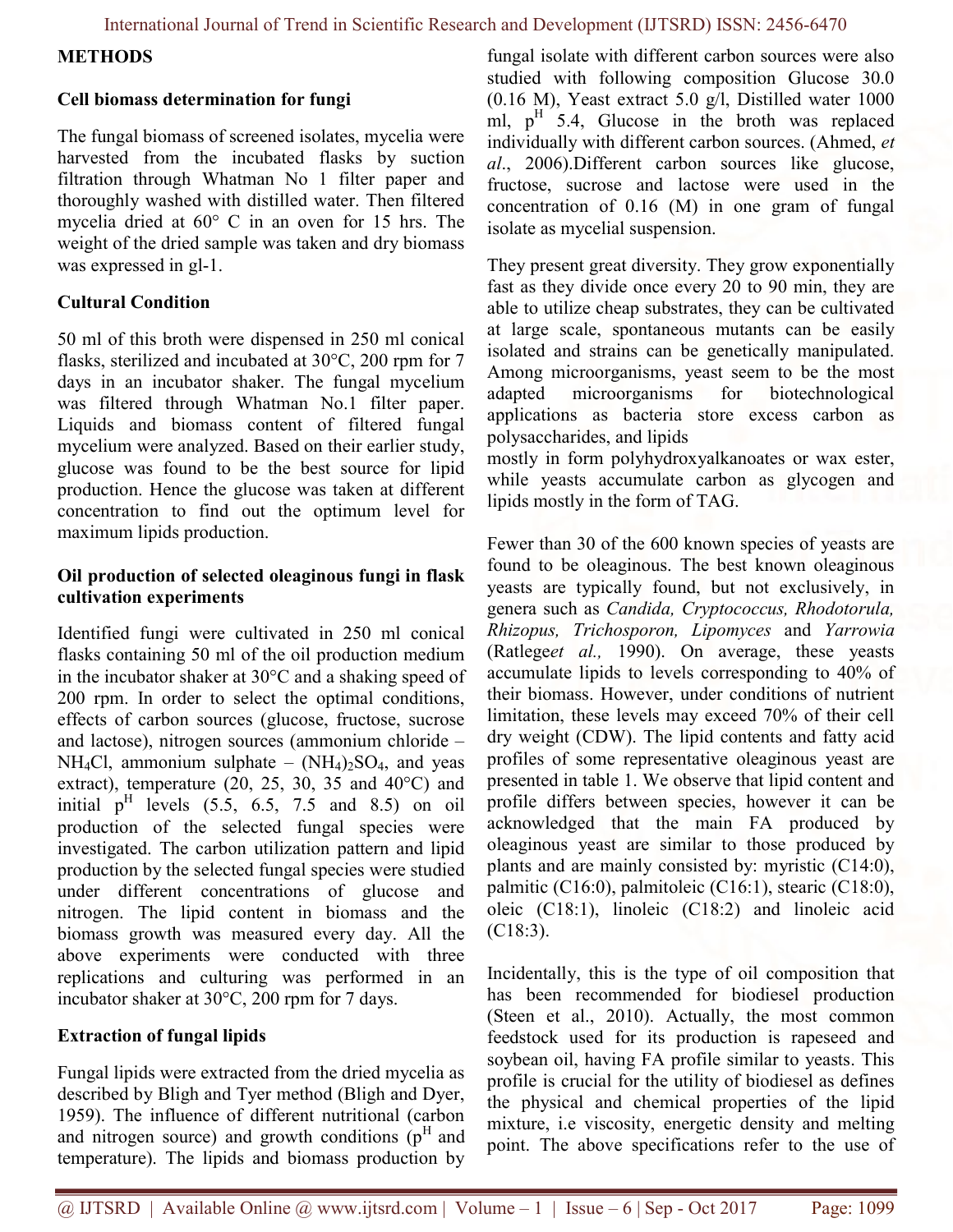## METHODS

### Cell biomass determination for fungi

The fungal biomass of screened isolates, mycelia were harvested from the incubated flasks by suction filtration through Whatman No 1 filter paper and thoroughly washed with distilled water. Then filtered mycelia dried at 60° C in an oven for 15 hrs. The weight of the dried sample was taken and dry biomass was expressed in gl-1.

### Cultural Condition

50 ml of this broth were dispensed in 250 ml conical flasks, sterilized and incubated at 30°C, 200 rpm for 7 days in an incubator shaker. The fungal mycelium was filtered through Whatman No.1 filter paper. Liquids and biomass content of filtered fungal mycelium were analyzed. Based on their earlier study, glucose was found to be the best source for lipid production. Hence the glucose was taken at different concentration to find out the optimum level for maximum lipids production.

### Oil production of selected oleaginous fungi in flask cultivation experiments

Identified fungi were cultivated in 250 ml conical flasks containing 50 ml of the oil production medium in the incubator shaker at 30°C and a shaking speed of 200 rpm. In order to select the optimal conditions, effects of carbon sources (glucose, fructose, sucrose and lactose), nitrogen sources (ammonium chloride – $NH_4Cl$, ammonium sulphate – $(NH_4)_2SO_4$, and yeas extract), temperature (20, 25, 30, 35 and 40°C) and initial $p^H$ levels (5.5, 6.5, 7.5 and 8.5) on oil production of the selected fungal species were investigated. The carbon utilization pattern and lipid production by the selected fungal species were studied under different concentrations of glucose and nitrogen. The lipid content in biomass and the biomass growth was measured every day. All the above experiments were conducted with three replications and culturing was performed in an incubator shaker at 30°C, 200 rpm for 7 days.

### Extraction of fungal lipids

Fungal lipids were extracted from the dried mycelia as described by Bligh and Tyer method (Bligh and Dyer, 1959). The influence of different nutritional (carbon and nitrogen source) and growth conditions ($p^H$ and temperature). The lipids and biomass production by fungal isolate with different carbon sources were also studied with following composition Glucose 30.0 (0.16 M), Yeast extract 5.0 g/l, Distilled water 1000 ml, $p^H$ 5.4, Glucose in the broth was replaced individually with different carbon sources. (Ahmed, *et al*., 2006).Different carbon sources like glucose, fructose, sucrose and lactose were used in the concentration of 0.16 (M) in one gram of fungal isolate as mycelial suspension.

They present great diversity. They grow exponentially fast as they divide once every 20 to 90 min, they are able to utilize cheap substrates, they can be cultivated at large scale, spontaneous mutants can be easily isolated and strains can be genetically manipulated. Among microorganisms, yeast seem to be the most adapted microorganisms for biotechnological applications as bacteria store excess carbon as polysaccharides, and lipids
mostly in form polyhydroxyalkanoates or wax ester, while yeasts accumulate carbon as glycogen and lipids mostly in the form of TAG.

Fewer than 30 of the 600 known species of yeasts are found to be oleaginous. The best known oleaginous yeasts are typically found, but not exclusively, in genera such as *Candida, Cryptococcus, Rhodotorula, Rhizopus, Trichosporon, Lipomyces* and *Yarrowia* (Ratlege*et al.,* 1990). On average, these yeasts accumulate lipids to levels corresponding to 40% of their biomass. However, under conditions of nutrient limitation, these levels may exceed 70% of their cell dry weight (CDW). The lipid contents and fatty acid profiles of some representative oleaginous yeast are presented in table 1. We observe that lipid content and profile differs between species, however it can be acknowledged that the main FA produced by oleaginous yeast are similar to those produced by plants and are mainly consisted by: myristic (C14:0), palmitic (C16:0), palmitoleic (C16:1), stearic (C18:0), oleic (C18:1), linoleic (C18:2) and linoleic acid (C18:3).

Incidentally, this is the type of oil composition that has been recommended for biodiesel production (Steen et al., 2010). Actually, the most common feedstock used for its production is rapeseed and soybean oil, having FA profile similar to yeasts. This profile is crucial for the utility of biodiesel as defines the physical and chemical properties of the lipid mixture, i.e viscosity, energetic density and melting point. The above specifications refer to the use of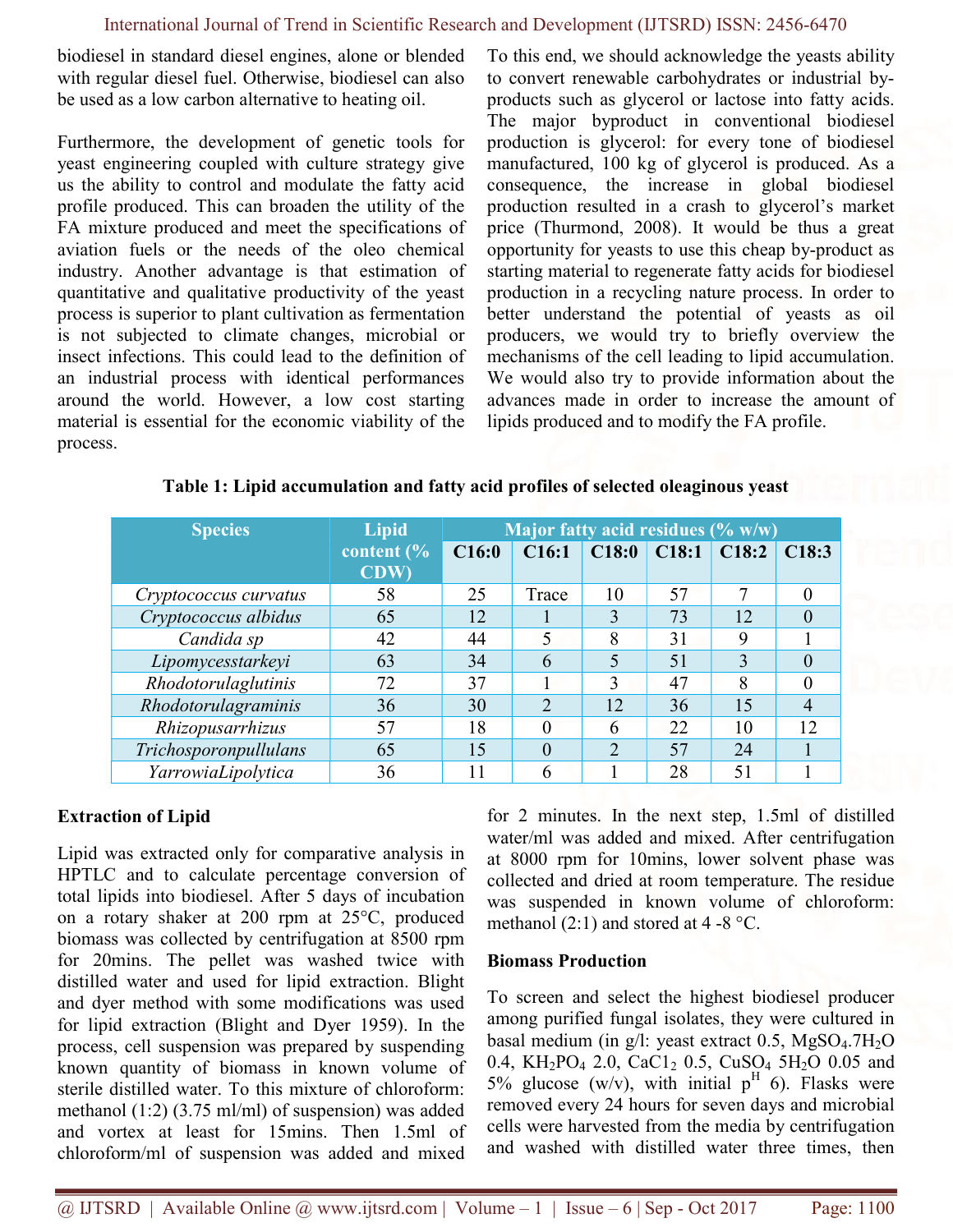biodiesel in standard diesel engines, alone or blended with regular diesel fuel. Otherwise, biodiesel can also be used as a low carbon alternative to heating oil.

Furthermore, the development of genetic tools for yeast engineering coupled with culture strategy give us the ability to control and modulate the fatty acid profile produced. This can broaden the utility of the FA mixture produced and meet the specifications of aviation fuels or the needs of the oleo chemical industry. Another advantage is that estimation of quantitative and qualitative productivity of the yeast process is superior to plant cultivation as fermentation is not subjected to climate changes, microbial or insect infections. This could lead to the definition of an industrial process with identical performances around the world. However, a low cost starting material is essential for the economic viability of the process.

To this end, we should acknowledge the yeasts ability to convert renewable carbohydrates or industrial by-products such as glycerol or lactose into fatty acids. The major byproduct in conventional biodiesel production is glycerol: for every tone of biodiesel manufactured, 100 kg of glycerol is produced. As a consequence, the increase in global biodiesel production resulted in a crash to glycerol's market price (Thurmond, 2008). It would be thus a great opportunity for yeasts to use this cheap by-product as starting material to regenerate fatty acids for biodiesel production in a recycling nature process. In order to better understand the potential of yeasts as oil producers, we would try to briefly overview the mechanisms of the cell leading to lipid accumulation. We would also try to provide information about the advances made in order to increase the amount of lipids produced and to modify the FA profile.

**Table 1: Lipid accumulation and fatty acid profiles of selected oleaginous yeast**

| Species | Lipid content (% CDW) | Major fatty acid residues (% w/w) | | | | | |
|---|---|---|---|---|---|---|---|
| | | C16:0 | C16:1 | C18:0 | C18:1 | C18:2 | C18:3 |
| *Cryptococcus curvatus* | 58 | 25 | Trace | 10 | 57 | 7 | 0 |
| *Cryptococcus albidus* | 65 | 12 | 1 | 3 | 73 | 12 | 0 |
| *Candida sp* | 42 | 44 | 5 | 8 | 31 | 9 | 1 |
| *Lipomycesstarkeyi* | 63 | 34 | 6 | 5 | 51 | 3 | 0 |
| *Rhodotorulaglutinis* | 72 | 37 | 1 | 3 | 47 | 8 | 0 |
| *Rhodotorulagraminis* | 36 | 30 | 2 | 12 | 36 | 15 | 4 |
| *Rhizopusarrhizus* | 57 | 18 | 0 | 6 | 22 | 10 | 12 |
| *Trichosporonpullulans* | 65 | 15 | 0 | 2 | 57 | 24 | 1 |
| *YarrowiaLipolytica* | 36 | 11 | 6 | 1 | 28 | 51 | 1 |

**Extraction of Lipid**

Lipid was extracted only for comparative analysis in HPTLC and to calculate percentage conversion of total lipids into biodiesel. After 5 days of incubation on a rotary shaker at 200 rpm at 25°C, produced biomass was collected by centrifugation at 8500 rpm for 20mins. The pellet was washed twice with distilled water and used for lipid extraction. Blight and dyer method with some modifications was used for lipid extraction (Blight and Dyer 1959). In the process, cell suspension was prepared by suspending known quantity of biomass in known volume of sterile distilled water. To this mixture of chloroform: methanol (1:2) (3.75 ml/ml) of suspension) was added and vortex at least for 15mins. Then 1.5ml of chloroform/ml of suspension was added and mixed for 2 minutes. In the next step, 1.5ml of distilled water/ml was added and mixed. After centrifugation at 8000 rpm for 10mins, lower solvent phase was collected and dried at room temperature. The residue was suspended in known volume of chloroform: methanol (2:1) and stored at 4 -8 °C.

**Biomass Production**

To screen and select the highest biodiesel producer among purified fungal isolates, they were cultured in basal medium (in g/l: yeast extract 0.5, $MgSO_4.7H_2O$ 0.4, $KH_2PO_4$ 2.0, $CaC1_2$ 0.5, $CuSO_4$ $5H_2O$ 0.05 and 5% glucose (w/v), with initial $p^H$ 6). Flasks were removed every 24 hours for seven days and microbial cells were harvested from the media by centrifugation and washed with distilled water three times, then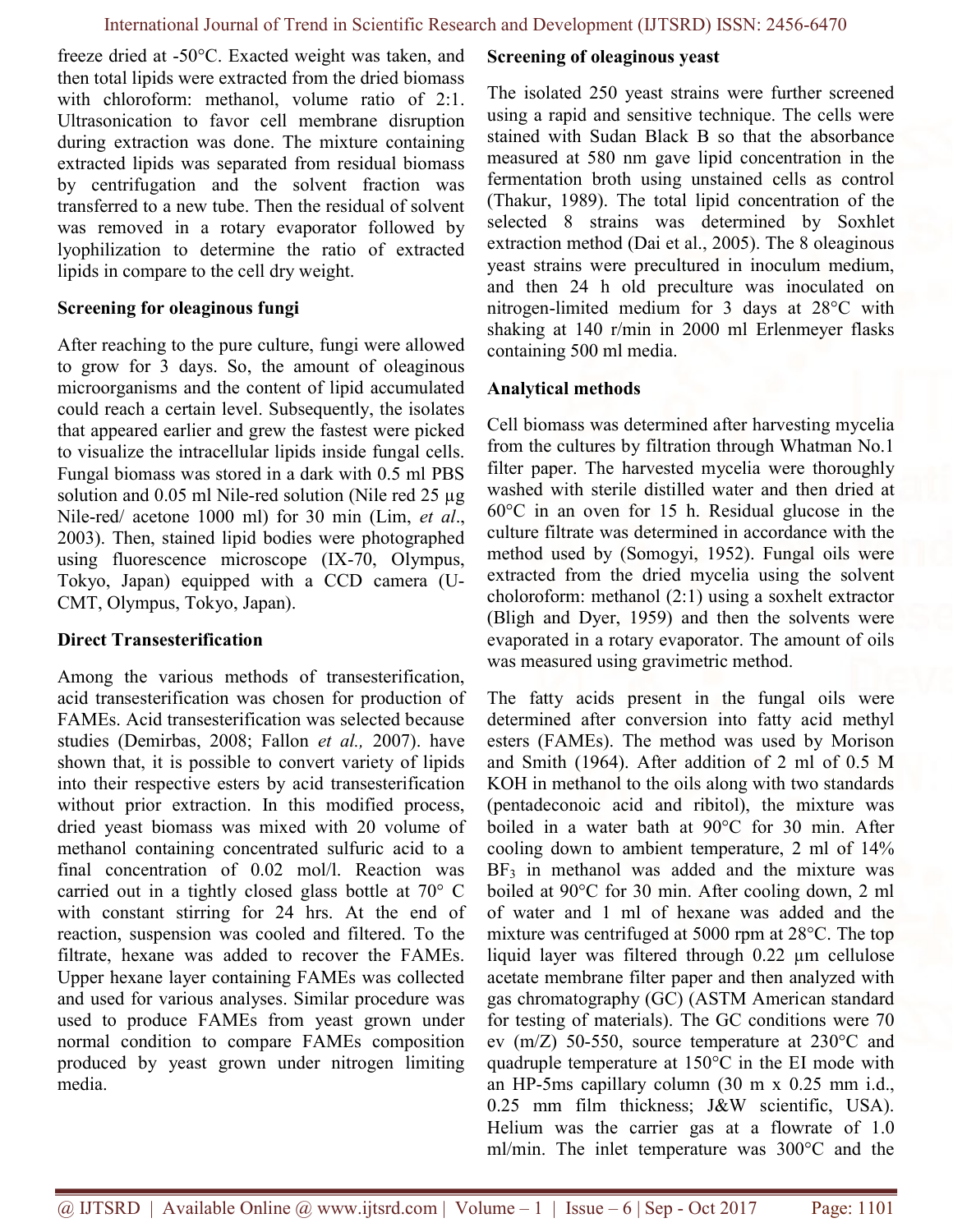freeze dried at -50°C. Exacted weight was taken, and then total lipids were extracted from the dried biomass with chloroform: methanol, volume ratio of 2:1. Ultrasonication to favor cell membrane disruption during extraction was done. The mixture containing extracted lipids was separated from residual biomass by centrifugation and the solvent fraction was transferred to a new tube. Then the residual of solvent was removed in a rotary evaporator followed by lyophilization to determine the ratio of extracted lipids in compare to the cell dry weight.

**Screening for oleaginous fungi**

After reaching to the pure culture, fungi were allowed to grow for 3 days. So, the amount of oleaginous microorganisms and the content of lipid accumulated could reach a certain level. Subsequently, the isolates that appeared earlier and grew the fastest were picked to visualize the intracellular lipids inside fungal cells. Fungal biomass was stored in a dark with 0.5 ml PBS solution and 0.05 ml Nile-red solution (Nile red 25 µg Nile-red/ acetone 1000 ml) for 30 min (Lim, *et al*., 2003). Then, stained lipid bodies were photographed using fluorescence microscope (IX-70, Olympus, Tokyo, Japan) equipped with a CCD camera (U-CMT, Olympus, Tokyo, Japan).

**Direct Transesterification**

Among the various methods of transesterification, acid transesterification was chosen for production of FAMEs. Acid transesterification was selected because studies (Demirbas, 2008; Fallon *et al.,* 2007). have shown that, it is possible to convert variety of lipids into their respective esters by acid transesterification without prior extraction. In this modified process, dried yeast biomass was mixed with 20 volume of methanol containing concentrated sulfuric acid to a final concentration of 0.02 mol/l. Reaction was carried out in a tightly closed glass bottle at 70° C with constant stirring for 24 hrs. At the end of reaction, suspension was cooled and filtered. To the filtrate, hexane was added to recover the FAMEs. Upper hexane layer containing FAMEs was collected and used for various analyses. Similar procedure was used to produce FAMEs from yeast grown under normal condition to compare FAMEs composition produced by yeast grown under nitrogen limiting media.

**Screening of oleaginous yeast**

The isolated 250 yeast strains were further screened using a rapid and sensitive technique. The cells were stained with Sudan Black B so that the absorbance measured at 580 nm gave lipid concentration in the fermentation broth using unstained cells as control (Thakur, 1989). The total lipid concentration of the selected 8 strains was determined by Soxhlet extraction method (Dai et al., 2005). The 8 oleaginous yeast strains were precultured in inoculum medium, and then 24 h old preculture was inoculated on nitrogen-limited medium for 3 days at 28°C with shaking at 140 r/min in 2000 ml Erlenmeyer flasks containing 500 ml media.

**Analytical methods**

Cell biomass was determined after harvesting mycelia from the cultures by filtration through Whatman No.1 filter paper. The harvested mycelia were thoroughly washed with sterile distilled water and then dried at 60°C in an oven for 15 h. Residual glucose in the culture filtrate was determined in accordance with the method used by (Somogyi, 1952). Fungal oils were extracted from the dried mycelia using the solvent choloroform: methanol (2:1) using a soxhelt extractor (Bligh and Dyer, 1959) and then the solvents were evaporated in a rotary evaporator. The amount of oils was measured using gravimetric method.

The fatty acids present in the fungal oils were determined after conversion into fatty acid methyl esters (FAMEs). The method was used by Morison and Smith (1964). After addition of 2 ml of 0.5 M KOH in methanol to the oils along with two standards (pentadeconoic acid and ribitol), the mixture was boiled in a water bath at 90°C for 30 min. After cooling down to ambient temperature, 2 ml of 14% $BF_3$ in methanol was added and the mixture was boiled at 90°C for 30 min. After cooling down, 2 ml of water and 1 ml of hexane was added and the mixture was centrifuged at 5000 rpm at 28°C. The top liquid layer was filtered through 0.22 µm cellulose acetate membrane filter paper and then analyzed with gas chromatography (GC) (ASTM American standard for testing of materials). The GC conditions were 70 ev (m/Z) 50-550, source temperature at 230°C and quadruple temperature at 150°C in the EI mode with an HP-5ms capillary column (30 m x 0.25 mm i.d., 0.25 mm film thickness; J&W scientific, USA). Helium was the carrier gas at a flowrate of 1.0 ml/min. The inlet temperature was 300°C and the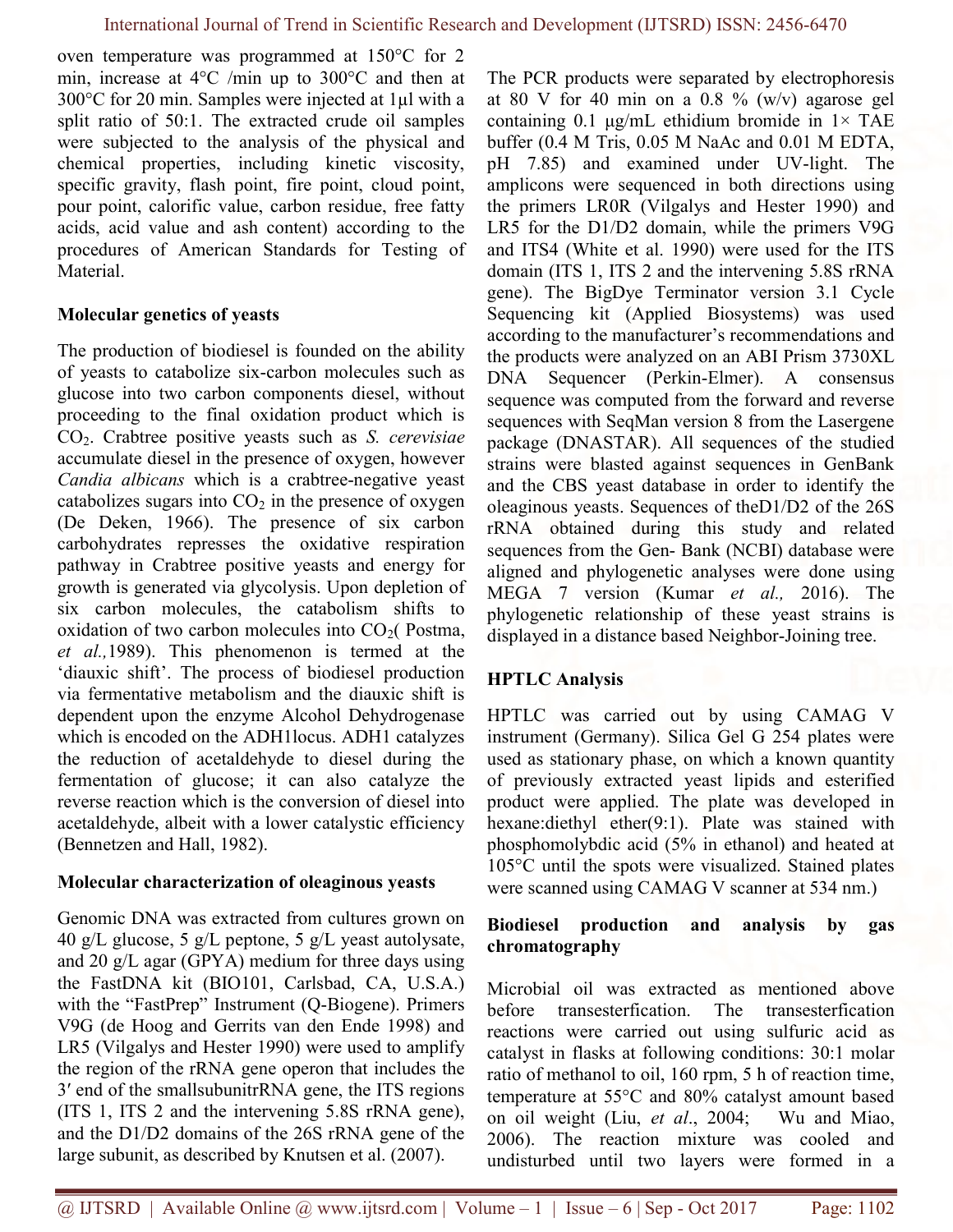oven temperature was programmed at 150°C for 2 min, increase at 4°C /min up to 300°C and then at 300°C for 20 min. Samples were injected at 1µl with a split ratio of 50:1. The extracted crude oil samples were subjected to the analysis of the physical and chemical properties, including kinetic viscosity, specific gravity, flash point, fire point, cloud point, pour point, calorific value, carbon residue, free fatty acids, acid value and ash content) according to the procedures of American Standards for Testing of Material.

**Molecular genetics of yeasts**

The production of biodiesel is founded on the ability of yeasts to catabolize six-carbon molecules such as glucose into two carbon components diesel, without proceeding to the final oxidation product which is $CO_2$. Crabtree positive yeasts such as *S. cerevisiae* accumulate diesel in the presence of oxygen, however *Candia albicans* which is a crabtree-negative yeast catabolizes sugars into $CO_2$ in the presence of oxygen (De Deken, 1966). The presence of six carbon carbohydrates represses the oxidative respiration pathway in Crabtree positive yeasts and energy for growth is generated via glycolysis. Upon depletion of six carbon molecules, the catabolism shifts to oxidation of two carbon molecules into $CO_2$( Postma, *et al.,*1989). This phenomenon is termed at the 'diauxic shift'. The process of biodiesel production via fermentative metabolism and the diauxic shift is dependent upon the enzyme Alcohol Dehydrogenase which is encoded on the ADH1locus. ADH1 catalyzes the reduction of acetaldehyde to diesel during the fermentation of glucose; it can also catalyze the reverse reaction which is the conversion of diesel into acetaldehyde, albeit with a lower catalystic efficiency (Bennetzen and Hall, 1982).

**Molecular characterization of oleaginous yeasts**

Genomic DNA was extracted from cultures grown on 40 g/L glucose, 5 g/L peptone, 5 g/L yeast autolysate, and 20 g/L agar (GPYA) medium for three days using the FastDNA kit (BIO101, Carlsbad, CA, U.S.A.) with the "FastPrep" Instrument (Q-Biogene). Primers V9G (de Hoog and Gerrits van den Ende 1998) and LR5 (Vilgalys and Hester 1990) were used to amplify the region of the rRNA gene operon that includes the 3′ end of the smallsubunitrRNA gene, the ITS regions (ITS 1, ITS 2 and the intervening 5.8S rRNA gene), and the D1/D2 domains of the 26S rRNA gene of the large subunit, as described by Knutsen et al. (2007).

The PCR products were separated by electrophoresis at 80 V for 40 min on a 0.8 % (w/v) agarose gel containing 0.1 µg/mL ethidium bromide in 1× TAE buffer (0.4 M Tris, 0.05 M NaAc and 0.01 M EDTA, pH 7.85) and examined under UV-light. The amplicons were sequenced in both directions using the primers LR0R (Vilgalys and Hester 1990) and LR5 for the D1/D2 domain, while the primers V9G and ITS4 (White et al. 1990) were used for the ITS domain (ITS 1, ITS 2 and the intervening 5.8S rRNA gene). The BigDye Terminator version 3.1 Cycle Sequencing kit (Applied Biosystems) was used according to the manufacturer's recommendations and the products were analyzed on an ABI Prism 3730XL DNA Sequencer (Perkin-Elmer). A consensus sequence was computed from the forward and reverse sequences with SeqMan version 8 from the Lasergene package (DNASTAR). All sequences of the studied strains were blasted against sequences in GenBank and the CBS yeast database in order to identify the oleaginous yeasts. Sequences of theD1/D2 of the 26S rRNA obtained during this study and related sequences from the Gen- Bank (NCBI) database were aligned and phylogenetic analyses were done using MEGA 7 version (Kumar *et al.,* 2016). The phylogenetic relationship of these yeast strains is displayed in a distance based Neighbor-Joining tree.

**HPTLC Analysis**

HPTLC was carried out by using CAMAG V instrument (Germany). Silica Gel G 254 plates were used as stationary phase, on which a known quantity of previously extracted yeast lipids and esterified product were applied. The plate was developed in hexane:diethyl ether(9:1). Plate was stained with phosphomolybdic acid (5% in ethanol) and heated at 105°C until the spots were visualized. Stained plates were scanned using CAMAG V scanner at 534 nm.)

**Biodiesel production and analysis by gas chromatography**

Microbial oil was extracted as mentioned above before transesterfication. The transesterfication reactions were carried out using sulfuric acid as catalyst in flasks at following conditions: 30:1 molar ratio of methanol to oil, 160 rpm, 5 h of reaction time, temperature at 55°C and 80% catalyst amount based on oil weight (Liu, *et al*., 2004; Wu and Miao, 2006). The reaction mixture was cooled and undisturbed until two layers were formed in a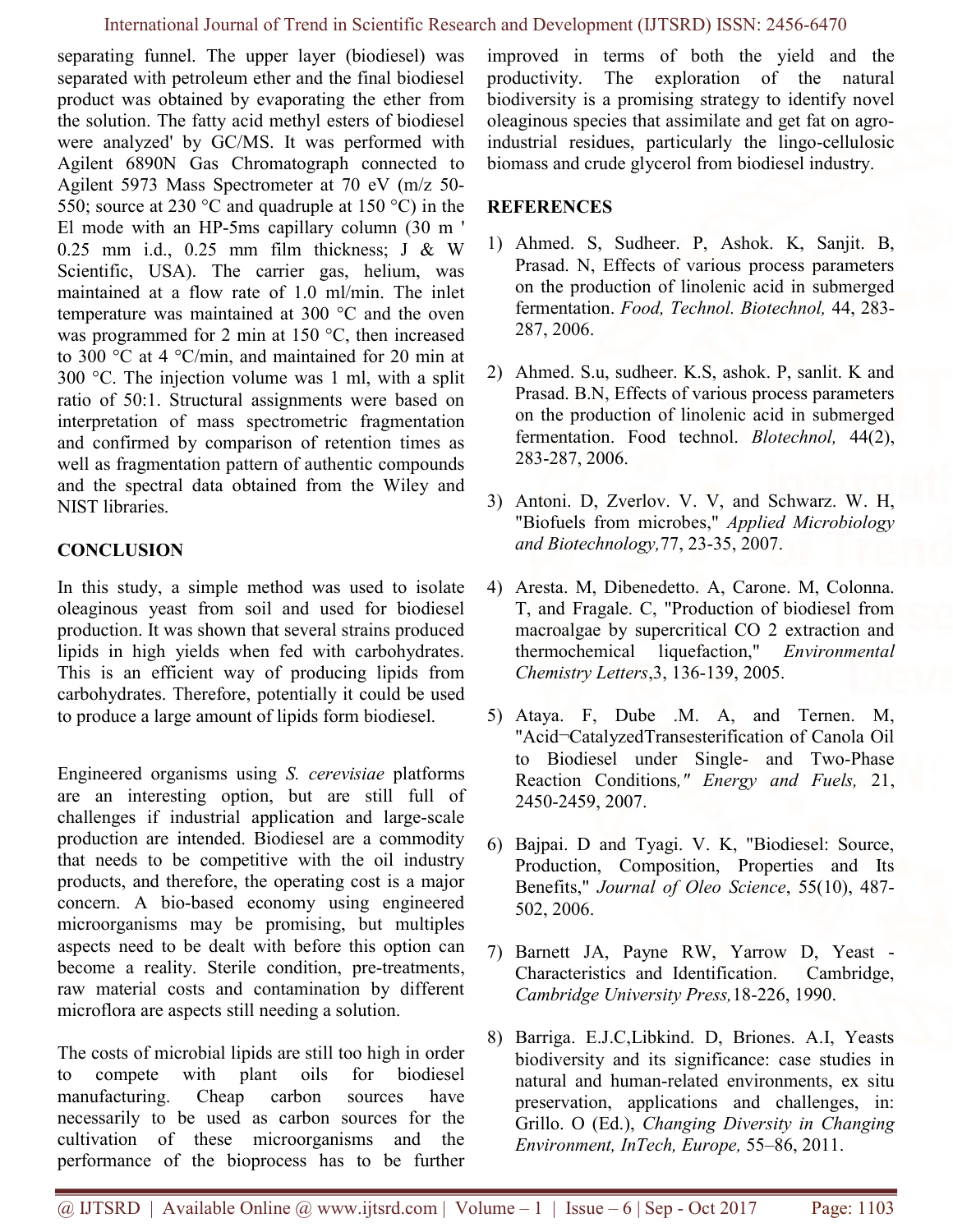separating funnel. The upper layer (biodiesel) was separated with petroleum ether and the final biodiesel product was obtained by evaporating the ether from the solution. The fatty acid methyl esters of biodiesel were analyzed' by GC/MS. It was performed with Agilent 6890N Gas Chromatograph connected to Agilent 5973 Mass Spectrometer at 70 eV (m/z 50-550; source at 230 °C and quadruple at 150 °C) in the El mode with an HP-5ms capillary column (30 m ' 0.25 mm i.d., 0.25 mm film thickness; J & W Scientific, USA). The carrier gas, helium, was maintained at a flow rate of 1.0 ml/min. The inlet temperature was maintained at 300 °C and the oven was programmed for 2 min at 150 °C, then increased to 300 °C at 4 °C/min, and maintained for 20 min at 300 °C. The injection volume was 1 ml, with a split ratio of 50:1. Structural assignments were based on interpretation of mass spectrometric fragmentation and confirmed by comparison of retention times as well as fragmentation pattern of authentic compounds and the spectral data obtained from the Wiley and NIST libraries.

## CONCLUSION

In this study, a simple method was used to isolate oleaginous yeast from soil and used for biodiesel production. It was shown that several strains produced lipids in high yields when fed with carbohydrates. This is an efficient way of producing lipids from carbohydrates. Therefore, potentially it could be used to produce a large amount of lipids form biodiesel.

Engineered organisms using *S. cerevisiae* platforms are an interesting option, but are still full of challenges if industrial application and large-scale production are intended. Biodiesel are a commodity that needs to be competitive with the oil industry products, and therefore, the operating cost is a major concern. A bio-based economy using engineered microorganisms may be promising, but multiples aspects need to be dealt with before this option can become a reality. Sterile condition, pre-treatments, raw material costs and contamination by different microflora are aspects still needing a solution.

The costs of microbial lipids are still too high in order to compete with plant oils for biodiesel manufacturing. Cheap carbon sources have necessarily to be used as carbon sources for the cultivation of these microorganisms and the performance of the bioprocess has to be further improved in terms of both the yield and the productivity. The exploration of the natural biodiversity is a promising strategy to identify novel oleaginous species that assimilate and get fat on agro-industrial residues, particularly the lingo-cellulosic biomass and crude glycerol from biodiesel industry.

## REFERENCES

1) Ahmed. S, Sudheer. P, Ashok. K, Sanjit. B, Prasad. N, Effects of various process parameters on the production of linolenic acid in submerged fermentation. *Food, Technol. Biotechnol,* 44, 283-287, 2006.

2) Ahmed. S.u, sudheer. K.S, ashok. P, sanlit. K and Prasad. B.N, Effects of various process parameters on the production of linolenic acid in submerged fermentation. Food technol. *Blotechnol,* 44(2), 283-287, 2006.

3) Antoni. D, Zverlov. V. V, and Schwarz. W. H, "Biofuels from microbes," *Applied Microbiology and Biotechnology,*77, 23-35, 2007.

4) Aresta. M, Dibenedetto. A, Carone. M, Colonna. T, and Fragale. C, "Production of biodiesel from macroalgae by supercritical CO 2 extraction and thermochemical liquefaction," *Environmental Chemistry Letters*,3, 136-139, 2005.

5) Ataya. F, Dube .M. A, and Ternen. M, "Acid¬CatalyzedTransesterification of Canola Oil to Biodiesel under Single- and Two-Phase Reaction Conditions*," Energy and Fuels,* 21, 2450-2459, 2007.

6) Bajpai. D and Tyagi. V. K, "Biodiesel: Source, Production, Composition, Properties and Its Benefits," *Journal of Oleo Science*, 55(10), 487-502, 2006.

7) Barnett JA, Payne RW, Yarrow D, Yeast - Characteristics and Identification. Cambridge, *Cambridge University Press,*18-226, 1990.

8) Barriga. E.J.C,Libkind. D, Briones. A.I, Yeasts biodiversity and its significance: case studies in natural and human-related environments, ex situ preservation, applications and challenges, in: Grillo. O (Ed.), *Changing Diversity in Changing Environment, InTech, Europe,* 55–86, 2011.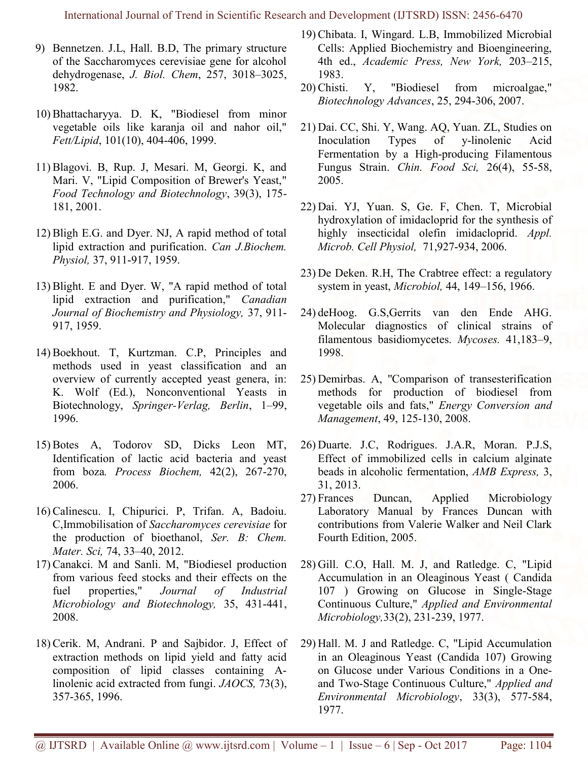9) Bennetzen. J.L, Hall. B.D, The primary structure of the Saccharomyces cerevisiae gene for alcohol dehydrogenase, *J. Biol. Chem*, 257, 3018–3025, 1982.

10) Bhattacharyya. D. K, "Biodiesel from minor vegetable oils like karanja oil and nahor oil," *Fett/Lipid*, 101(10), 404-406, 1999.

11) Blagovi. B, Rup. J, Mesari. M, Georgi. K, and Mari. V, "Lipid Composition of Brewer's Yeast," *Food Technology and Biotechnology*, 39(3), 175-181, 2001.

12) Bligh E.G. and Dyer. NJ, A rapid method of total lipid extraction and purification. *Can J.Biochem. Physiol,* 37, 911-917, 1959.

13) Blight. E and Dyer. W, "A rapid method of total lipid extraction and purification," *Canadian Journal of Biochemistry and Physiology,* 37, 911-917, 1959.

14) Boekhout. T, Kurtzman. C.P, Principles and methods used in yeast classification and an overview of currently accepted yeast genera, in: K. Wolf (Ed.), Nonconventional Yeasts in Biotechnology, *Springer-Verlag, Berlin*, 1–99, 1996.

15) Botes A, Todorov SD, Dicks Leon MT, Identification of lactic acid bacteria and yeast from boza*. Process Biochem,* 42(2), 267-270, 2006.

16) Calinescu. I, Chipurici. P, Trifan. A, Badoiu. C,Immobilisation of *Saccharomyces cerevisiae* for the production of bioethanol, *Ser. B: Chem. Mater. Sci,* 74, 33–40, 2012.

17) Canakci. M and Sanli. M, "Biodiesel production from various feed stocks and their effects on the fuel properties," *Journal of Industrial Microbiology and Biotechnology,* 35, 431-441, 2008.

18) Cerik. M, Andrani. P and Sajbidor. J, Effect of extraction methods on lipid yield and fatty acid composition of lipid classes containing A-linolenic acid extracted from fungi. *JAOCS,* 73(3), 357-365, 1996.

19) Chibata. I, Wingard. L.B, Immobilized Microbial Cells: Applied Biochemistry and Bioengineering, 4th ed., *Academic Press, New York,* 203–215, 1983.

20) Chisti. Y, "Biodiesel from microalgae," *Biotechnology Advances*, 25, 294-306, 2007.

21) Dai. CC, Shi. Y, Wang. AQ, Yuan. ZL, Studies on Inoculation Types of y-linolenic Acid Fermentation by a High-producing Filamentous Fungus Strain. *Chin. Food Sci,* 26(4), 55-58, 2005.

22) Dai. YJ, Yuan. S, Ge. F, Chen. T, Microbial hydroxylation of imidacloprid for the synthesis of highly insecticidal olefin imidacloprid. *Appl. Microb. Cell Physiol,* 71,927-934, 2006.

23) De Deken. R.H, The Crabtree effect: a regulatory system in yeast, *Microbiol,* 44, 149–156, 1966.

24) deHoog. G.S,Gerrits van den Ende AHG. Molecular diagnostics of clinical strains of filamentous basidiomycetes. *Mycoses.* 41,183–9, 1998.

25) Demirbas. A, "Comparison of transesterification methods for production of biodiesel from vegetable oils and fats," *Energy Conversion and Management*, 49, 125-130, 2008.

26) Duarte. J.C, Rodrigues. J.A.R, Moran. P.J.S, Effect of immobilized cells in calcium alginate beads in alcoholic fermentation, *AMB Express,* 3, 31, 2013.

27) Frances Duncan, Applied Microbiology Laboratory Manual by Frances Duncan with contributions from Valerie Walker and Neil Clark Fourth Edition, 2005.

28) Gill. C.O, Hall. M. J, and Ratledge. C, "Lipid Accumulation in an Oleaginous Yeast ( Candida 107 ) Growing on Glucose in Single-Stage Continuous Culture," *Applied and Environmental Microbiology,*33(2), 231-239, 1977.

29) Hall. M. J and Ratledge. C, "Lipid Accumulation in an Oleaginous Yeast (Candida 107) Growing on Glucose under Various Conditions in a One-and Two-Stage Continuous Culture," *Applied and Environmental Microbiology*, 33(3), 577-584, 1977.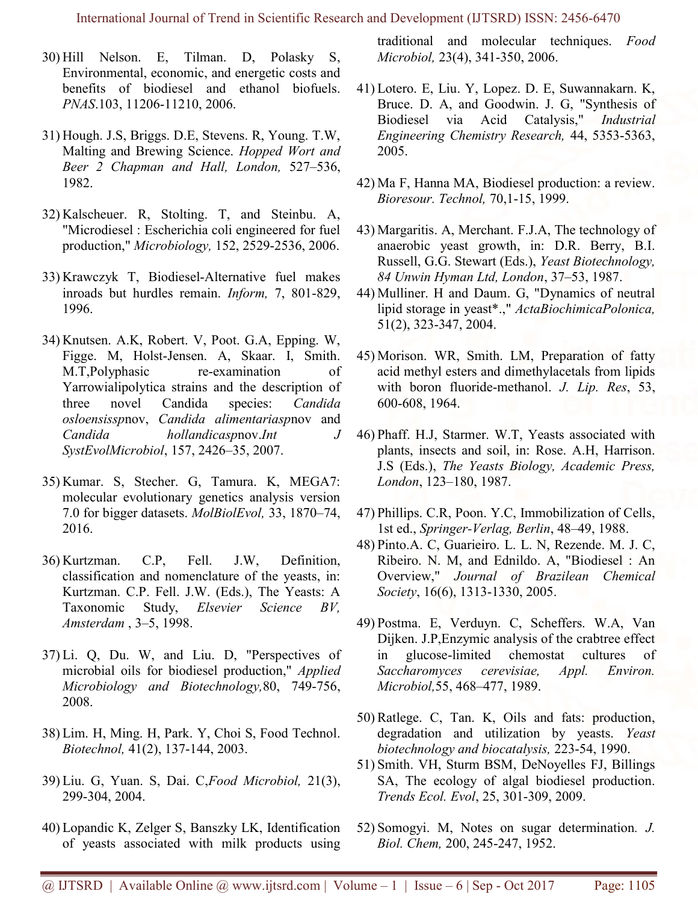30) Hill Nelson. E, Tilman. D, Polasky S, Environmental, economic, and energetic costs and benefits of biodiesel and ethanol biofuels. *PNAS*.103, 11206-11210, 2006.

31) Hough. J.S, Briggs. D.E, Stevens. R, Young. T.W, Malting and Brewing Science. *Hopped Wort and Beer 2 Chapman and Hall, London,* 527–536, 1982.

32) Kalscheuer. R, Stolting. T, and Steinbu. A, "Microdiesel : Escherichia coli engineered for fuel production," *Microbiology,* 152, 2529-2536, 2006.

33) Krawczyk T, Biodiesel-Alternative fuel makes inroads but hurdles remain. *Inform,* 7, 801-829, 1996.

34) Knutsen. A.K, Robert. V, Poot. G.A, Epping. W, Figge. M, Holst-Jensen. A, Skaar. I, Smith. M.T,Polyphasic re-examination of Yarrowialipolytica strains and the description of three novel Candida species: *Candida osloensissp*nov, *Candida alimentariasp*nov and *Candida hollandicasp*nov.*Int J SystEvolMicrobiol*, 157, 2426–35, 2007.

35) Kumar. S, Stecher. G, Tamura. K, MEGA7: molecular evolutionary genetics analysis version 7.0 for bigger datasets. *MolBiolEvol,* 33, 1870–74, 2016.

36) Kurtzman. C.P, Fell. J.W, Definition, classification and nomenclature of the yeasts, in: Kurtzman. C.P. Fell. J.W. (Eds.), The Yeasts: A Taxonomic Study, *Elsevier Science BV, Amsterdam* , 3–5, 1998.

37) Li. Q, Du. W, and Liu. D, "Perspectives of microbial oils for biodiesel production," *Applied Microbiology and Biotechnology,*80, 749-756, 2008.

38) Lim. H, Ming. H, Park. Y, Choi S, Food Technol. *Biotechnol,* 41(2), 137-144, 2003.

39) Liu. G, Yuan. S, Dai. C,*Food Microbiol,* 21(3), 299-304, 2004.

40) Lopandic K, Zelger S, Banszky LK, Identification of yeasts associated with milk products using traditional and molecular techniques. *Food Microbiol,* 23(4), 341-350, 2006.

41) Lotero. E, Liu. Y, Lopez. D. E, Suwannakarn. K, Bruce. D. A, and Goodwin. J. G, "Synthesis of Biodiesel via Acid Catalysis," *Industrial Engineering Chemistry Research,* 44, 5353-5363, 2005.

42) Ma F, Hanna MA, Biodiesel production: a review. *Bioresour. Technol,* 70,1-15, 1999.

43) Margaritis. A, Merchant. F.J.A, The technology of anaerobic yeast growth, in: D.R. Berry, B.I. Russell, G.G. Stewart (Eds.), *Yeast Biotechnology, 84 Unwin Hyman Ltd, London*, 37–53, 1987.

44) Mulliner. H and Daum. G, "Dynamics of neutral lipid storage in yeast*.," *ActaBiochimicaPolonica,* 51(2), 323-347, 2004.

45) Morison. WR, Smith. LM, Preparation of fatty acid methyl esters and dimethylacetals from lipids with boron fluoride-methanol. *J. Lip. Res*, 53, 600-608, 1964.

46) Phaff. H.J, Starmer. W.T, Yeasts associated with plants, insects and soil, in: Rose. A.H, Harrison. J.S (Eds.), *The Yeasts Biology, Academic Press, London*, 123–180, 1987.

47) Phillips. C.R, Poon. Y.C, Immobilization of Cells, 1st ed., *Springer-Verlag, Berlin*, 48–49, 1988.

48) Pinto.A. C, Guarieiro. L. L. N, Rezende. M. J. C, Ribeiro. N. M, and Ednildo. A, "Biodiesel : An Overview," *Journal of Brazilean Chemical Society*, 16(6), 1313-1330, 2005.

49) Postma. E, Verduyn. C, Scheffers. W.A, Van Dijken. J.P,Enzymic analysis of the crabtree effect in glucose-limited chemostat cultures of *Saccharomyces cerevisiae, Appl. Environ. Microbiol,*55, 468–477, 1989.

50) Ratlege. C, Tan. K, Oils and fats: production, degradation and utilization by yeasts. *Yeast biotechnology and biocatalysis,* 223-54, 1990.

51) Smith. VH, Sturm BSM, DeNoyelles FJ, Billings SA, The ecology of algal biodiesel production. *Trends Ecol. Evol*, 25, 301-309, 2009.

52) Somogyi. M, Notes on sugar determination. *J. Biol. Chem,* 200, 245-247, 1952.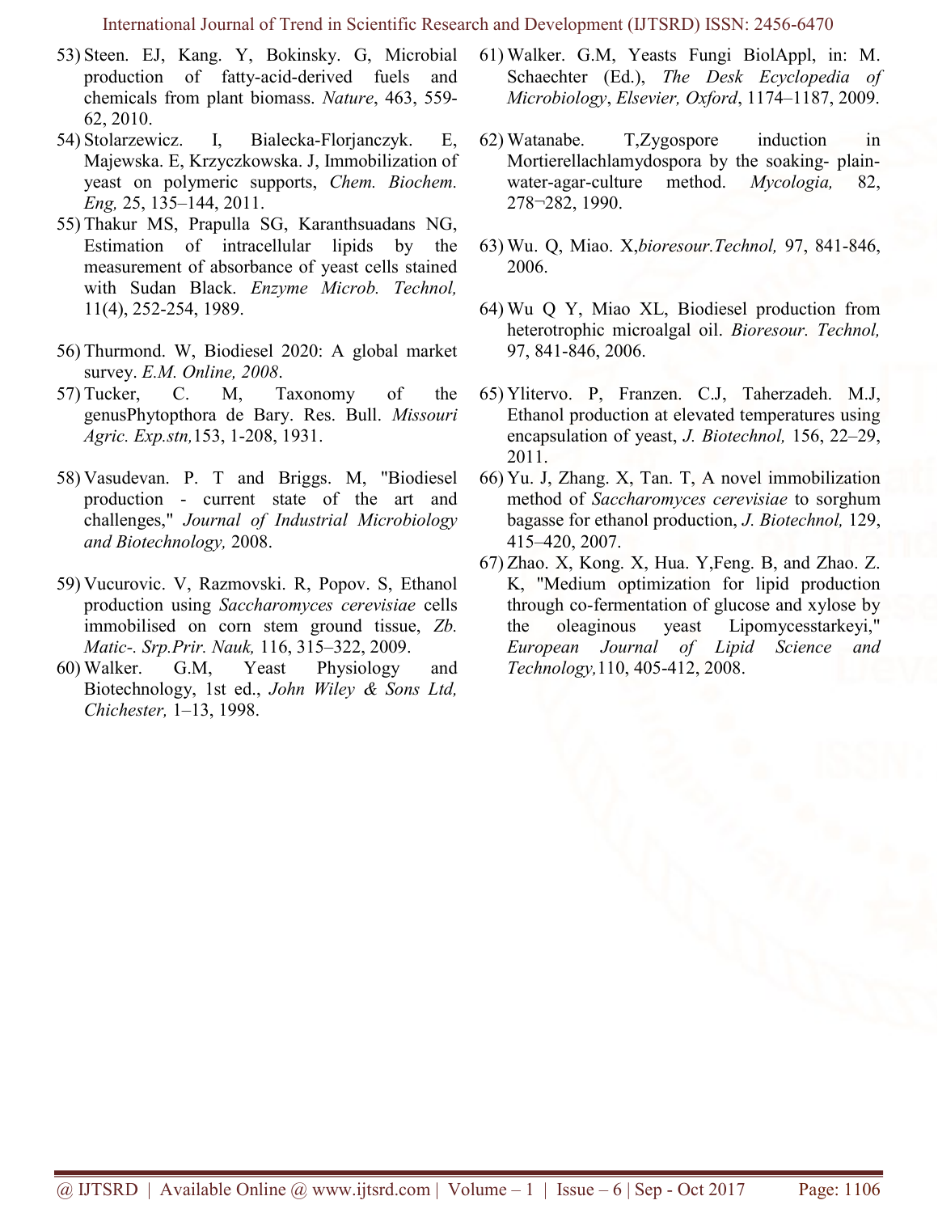53) Steen. EJ, Kang. Y, Bokinsky. G, Microbial production of fatty-acid-derived fuels and chemicals from plant biomass. *Nature*, 463, 559-62, 2010.
54) Stolarzewicz. I, Bialecka-Florjanczyk. E, Majewska. E, Krzyczkowska. J, Immobilization of yeast on polymeric supports, *Chem. Biochem. Eng,* 25, 135–144, 2011.
55) Thakur MS, Prapulla SG, Karanthsuadans NG, Estimation of intracellular lipids by the measurement of absorbance of yeast cells stained with Sudan Black. *Enzyme Microb. Technol,* 11(4), 252-254, 1989.
56) Thurmond. W, Biodiesel 2020: A global market survey. *E.M. Online, 2008*.
57) Tucker, C. M, Taxonomy of the genusPhytopthora de Bary. Res. Bull. *Missouri Agric. Exp.stn,*153, 1-208, 1931.
58) Vasudevan. P. T and Briggs. M, "Biodiesel production - current state of the art and challenges," *Journal of Industrial Microbiology and Biotechnology,* 2008.
59) Vucurovic. V, Razmovski. R, Popov. S, Ethanol production using *Saccharomyces cerevisiae* cells immobilised on corn stem ground tissue, *Zb. Matic-. Srp.Prir. Nauk,* 116, 315–322, 2009.
60) Walker. G.M, Yeast Physiology and Biotechnology, 1st ed., *John Wiley & Sons Ltd, Chichester,* 1–13, 1998.
61) Walker. G.M, Yeasts Fungi BiolAppl, in: M. Schaechter (Ed.), *The Desk Ecyclopedia of Microbiology*, *Elsevier, Oxford*, 1174–1187, 2009.
62) Watanabe. T,Zygospore induction in Mortierellachlamydospora by the soaking- plain-water-agar-culture method. *Mycologia,* 82, 278¬282, 1990.
63) Wu. Q, Miao. X,*bioresour.Technol,* 97, 841-846, 2006.
64) Wu Q Y, Miao XL, Biodiesel production from heterotrophic microalgal oil. *Bioresour. Technol,* 97, 841-846, 2006.
65) Ylitervo. P, Franzen. C.J, Taherzadeh. M.J, Ethanol production at elevated temperatures using encapsulation of yeast, *J. Biotechnol,* 156, 22–29, 2011.
66) Yu. J, Zhang. X, Tan. T, A novel immobilization method of *Saccharomyces cerevisiae* to sorghum bagasse for ethanol production, *J. Biotechnol,* 129, 415–420, 2007.
67) Zhao. X, Kong. X, Hua. Y,Feng. B, and Zhao. Z. K, "Medium optimization for lipid production through co-fermentation of glucose and xylose by the oleaginous yeast Lipomycesstarkeyi," *European Journal of Lipid Science and Technology,*110, 405-412, 2008.